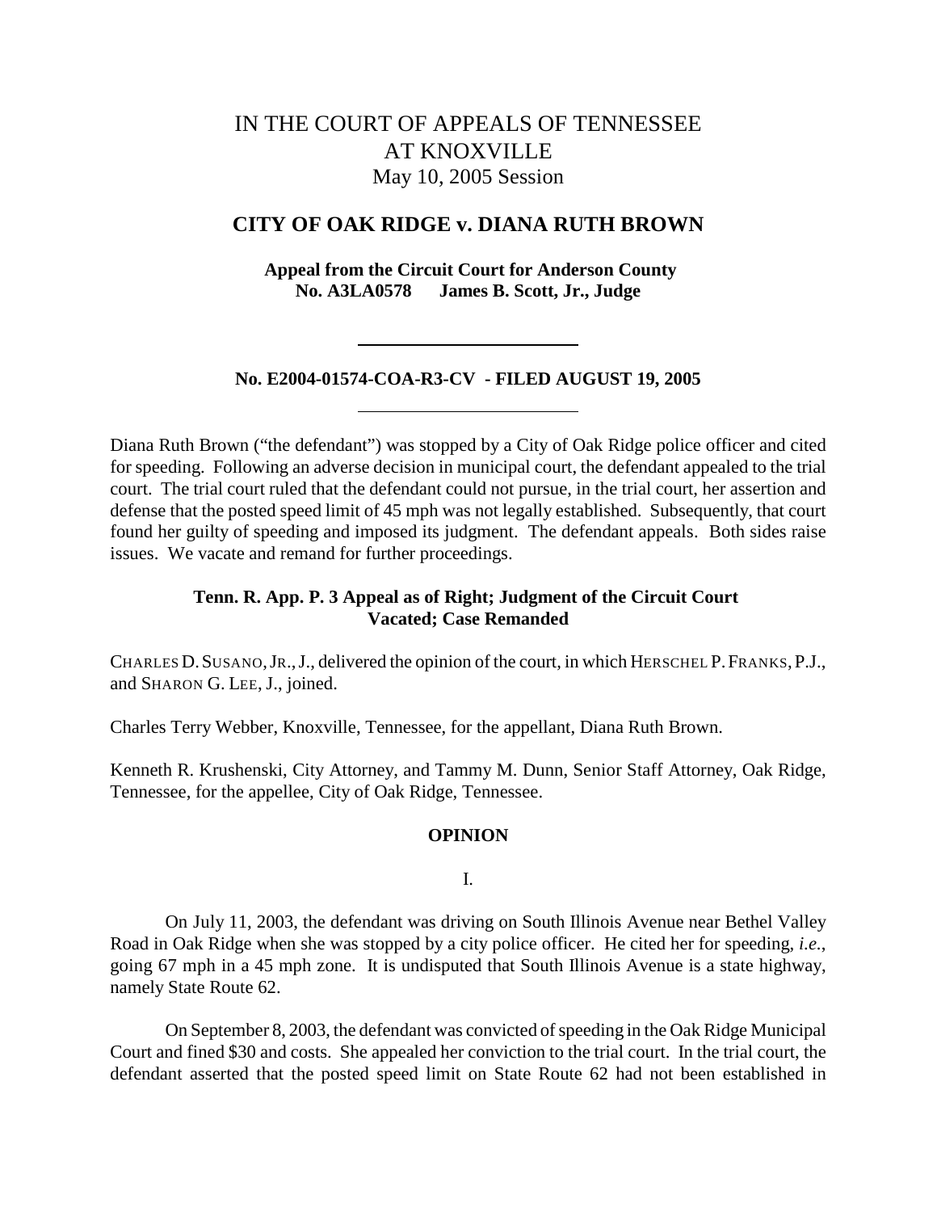# IN THE COURT OF APPEALS OF TENNESSEE
# AT KNOXVILLE
May 10, 2005 Session

## CITY OF OAK RIDGE v. DIANA RUTH BROWN

**Appeal from the Circuit Court for Anderson County**
**No. A3LA0578 James B. Scott, Jr., Judge**

---

**No. E2004-01574-COA-R3-CV - FILED AUGUST 19, 2005**

---

Diana Ruth Brown ("the defendant") was stopped by a City of Oak Ridge police officer and cited for speeding. Following an adverse decision in municipal court, the defendant appealed to the trial court. The trial court ruled that the defendant could not pursue, in the trial court, her assertion and defense that the posted speed limit of 45 mph was not legally established. Subsequently, that court found her guilty of speeding and imposed its judgment. The defendant appeals. Both sides raise issues. We vacate and remand for further proceedings.

**Tenn. R. App. P. 3 Appeal as of Right; Judgment of the Circuit Court Vacated; Case Remanded**

CHARLES D. SUSANO, JR., J., delivered the opinion of the court, in which HERSCHEL P. FRANKS, P.J., and SHARON G. LEE, J., joined.

Charles Terry Webber, Knoxville, Tennessee, for the appellant, Diana Ruth Brown.

Kenneth R. Krushenski, City Attorney, and Tammy M. Dunn, Senior Staff Attorney, Oak Ridge, Tennessee, for the appellee, City of Oak Ridge, Tennessee.

## OPINION

### I.

On July 11, 2003, the defendant was driving on South Illinois Avenue near Bethel Valley Road in Oak Ridge when she was stopped by a city police officer. He cited her for speeding, *i.e.*, going 67 mph in a 45 mph zone. It is undisputed that South Illinois Avenue is a state highway, namely State Route 62.

On September 8, 2003, the defendant was convicted of speeding in the Oak Ridge Municipal Court and fined $30 and costs. She appealed her conviction to the trial court. In the trial court, the defendant asserted that the posted speed limit on State Route 62 had not been established in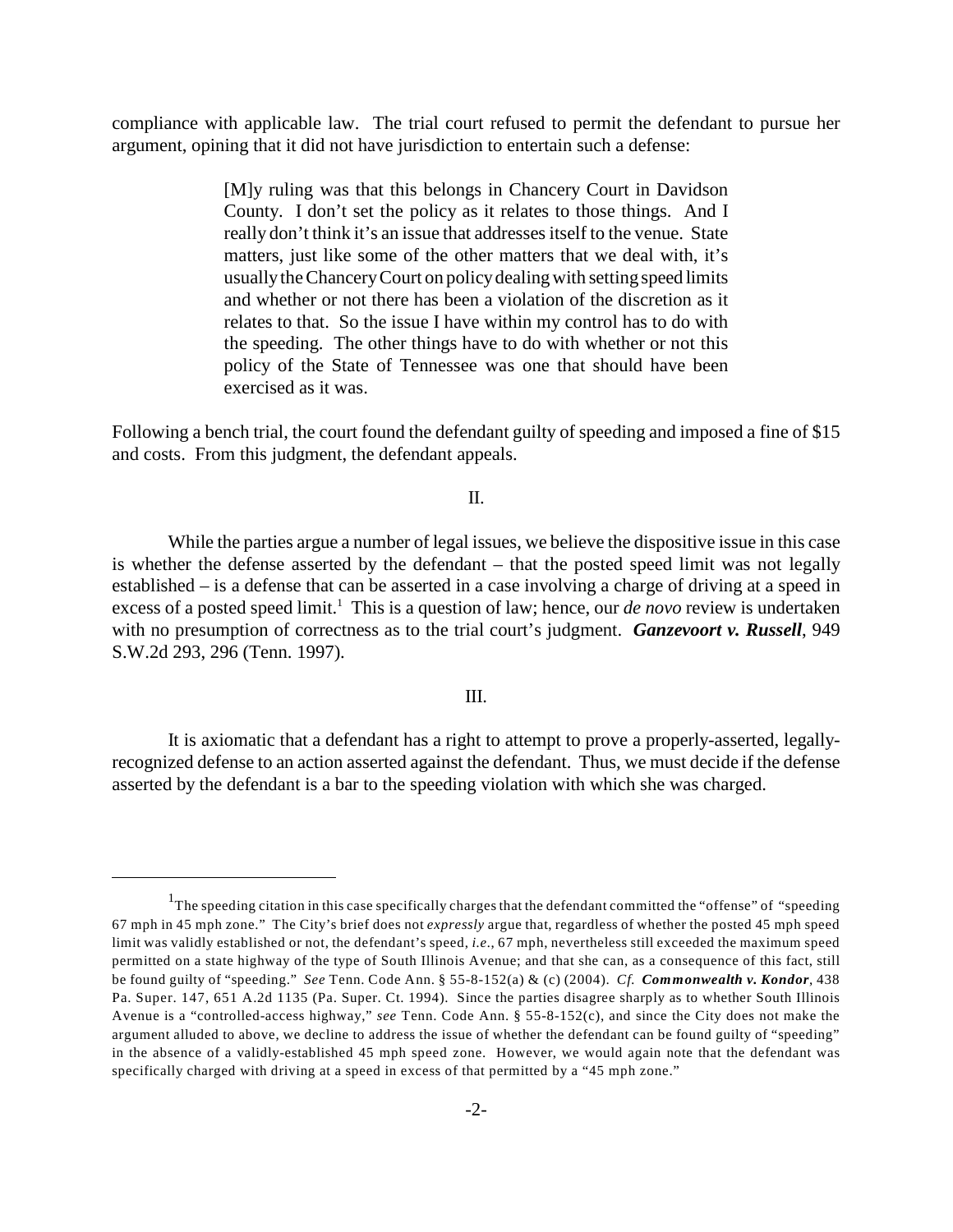compliance with applicable law. The trial court refused to permit the defendant to pursue her argument, opining that it did not have jurisdiction to entertain such a defense:

> [M]y ruling was that this belongs in Chancery Court in Davidson County. I don't set the policy as it relates to those things. And I really don't think it's an issue that addresses itself to the venue. State matters, just like some of the other matters that we deal with, it's usually the Chancery Court on policy dealing with setting speed limits and whether or not there has been a violation of the discretion as it relates to that. So the issue I have within my control has to do with the speeding. The other things have to do with whether or not this policy of the State of Tennessee was one that should have been exercised as it was.

Following a bench trial, the court found the defendant guilty of speeding and imposed a fine of $15 and costs. From this judgment, the defendant appeals.

II.

While the parties argue a number of legal issues, we believe the dispositive issue in this case is whether the defense asserted by the defendant – that the posted speed limit was not legally established – is a defense that can be asserted in a case involving a charge of driving at a speed in excess of a posted speed limit.[1] This is a question of law; hence, our *de novo* review is undertaken with no presumption of correctness as to the trial court's judgment. ***Ganzevoort v. Russell***, 949 S.W.2d 293, 296 (Tenn. 1997).

III.

It is axiomatic that a defendant has a right to attempt to prove a properly-asserted, legally-recognized defense to an action asserted against the defendant. Thus, we must decide if the defense asserted by the defendant is a bar to the speeding violation with which she was charged.

---

[1] The speeding citation in this case specifically charges that the defendant committed the "offense" of "speeding 67 mph in 45 mph zone." The City's brief does not *expressly* argue that, regardless of whether the posted 45 mph speed limit was validly established or not, the defendant's speed, *i.e.*, 67 mph, nevertheless still exceeded the maximum speed permitted on a state highway of the type of South Illinois Avenue; and that she can, as a consequence of this fact, still be found guilty of "speeding." *See* Tenn. Code Ann. § 55-8-152(a) & (c) (2004). *Cf.* ***Commonwealth v. Kondor***, 438 Pa. Super. 147, 651 A.2d 1135 (Pa. Super. Ct. 1994). Since the parties disagree sharply as to whether South Illinois Avenue is a "controlled-access highway," *see* Tenn. Code Ann. § 55-8-152(c), and since the City does not make the argument alluded to above, we decline to address the issue of whether the defendant can be found guilty of "speeding" in the absence of a validly-established 45 mph speed zone. However, we would again note that the defendant was specifically charged with driving at a speed in excess of that permitted by a "45 mph zone."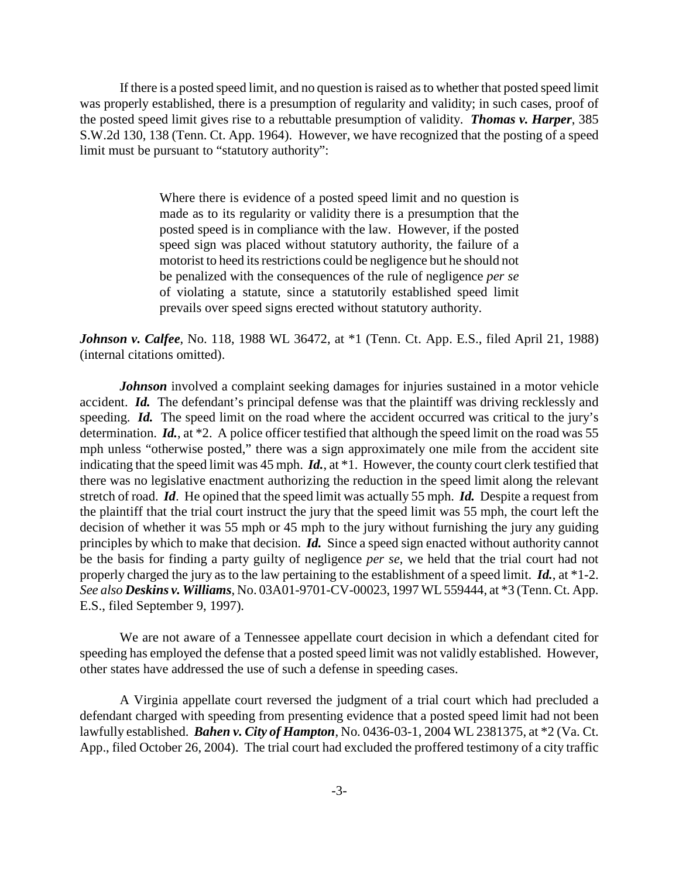If there is a posted speed limit, and no question is raised as to whether that posted speed limit was properly established, there is a presumption of regularity and validity; in such cases, proof of the posted speed limit gives rise to a rebuttable presumption of validity. ***Thomas v. Harper***, 385 S.W.2d 130, 138 (Tenn. Ct. App. 1964). However, we have recognized that the posting of a speed limit must be pursuant to "statutory authority":

> Where there is evidence of a posted speed limit and no question is made as to its regularity or validity there is a presumption that the posted speed is in compliance with the law. However, if the posted speed sign was placed without statutory authority, the failure of a motorist to heed its restrictions could be negligence but he should not be penalized with the consequences of the rule of negligence *per se* of violating a statute, since a statutorily established speed limit prevails over speed signs erected without statutory authority.

***Johnson v. Calfee***, No. 118, 1988 WL 36472, at *1 (Tenn. Ct. App. E.S., filed April 21, 1988) (internal citations omitted).

***Johnson*** involved a complaint seeking damages for injuries sustained in a motor vehicle accident. ***Id.*** The defendant's principal defense was that the plaintiff was driving recklessly and speeding. ***Id.*** The speed limit on the road where the accident occurred was critical to the jury's determination. ***Id.***, at *2. A police officer testified that although the speed limit on the road was 55 mph unless "otherwise posted," there was a sign approximately one mile from the accident site indicating that the speed limit was 45 mph. ***Id.***, at *1. However, the county court clerk testified that there was no legislative enactment authorizing the reduction in the speed limit along the relevant stretch of road. ***Id***. He opined that the speed limit was actually 55 mph. ***Id.*** Despite a request from the plaintiff that the trial court instruct the jury that the speed limit was 55 mph, the court left the decision of whether it was 55 mph or 45 mph to the jury without furnishing the jury any guiding principles by which to make that decision. ***Id.*** Since a speed sign enacted without authority cannot be the basis for finding a party guilty of negligence *per se*, we held that the trial court had not properly charged the jury as to the law pertaining to the establishment of a speed limit. ***Id.***, at *1-2. *See also* ***Deskins v. Williams***, No. 03A01-9701-CV-00023, 1997 WL 559444, at *3 (Tenn. Ct. App. E.S., filed September 9, 1997).

We are not aware of a Tennessee appellate court decision in which a defendant cited for speeding has employed the defense that a posted speed limit was not validly established. However, other states have addressed the use of such a defense in speeding cases.

A Virginia appellate court reversed the judgment of a trial court which had precluded a defendant charged with speeding from presenting evidence that a posted speed limit had not been lawfully established. ***Bahen v. City of Hampton***, No. 0436-03-1, 2004 WL 2381375, at *2 (Va. Ct. App., filed October 26, 2004). The trial court had excluded the proffered testimony of a city traffic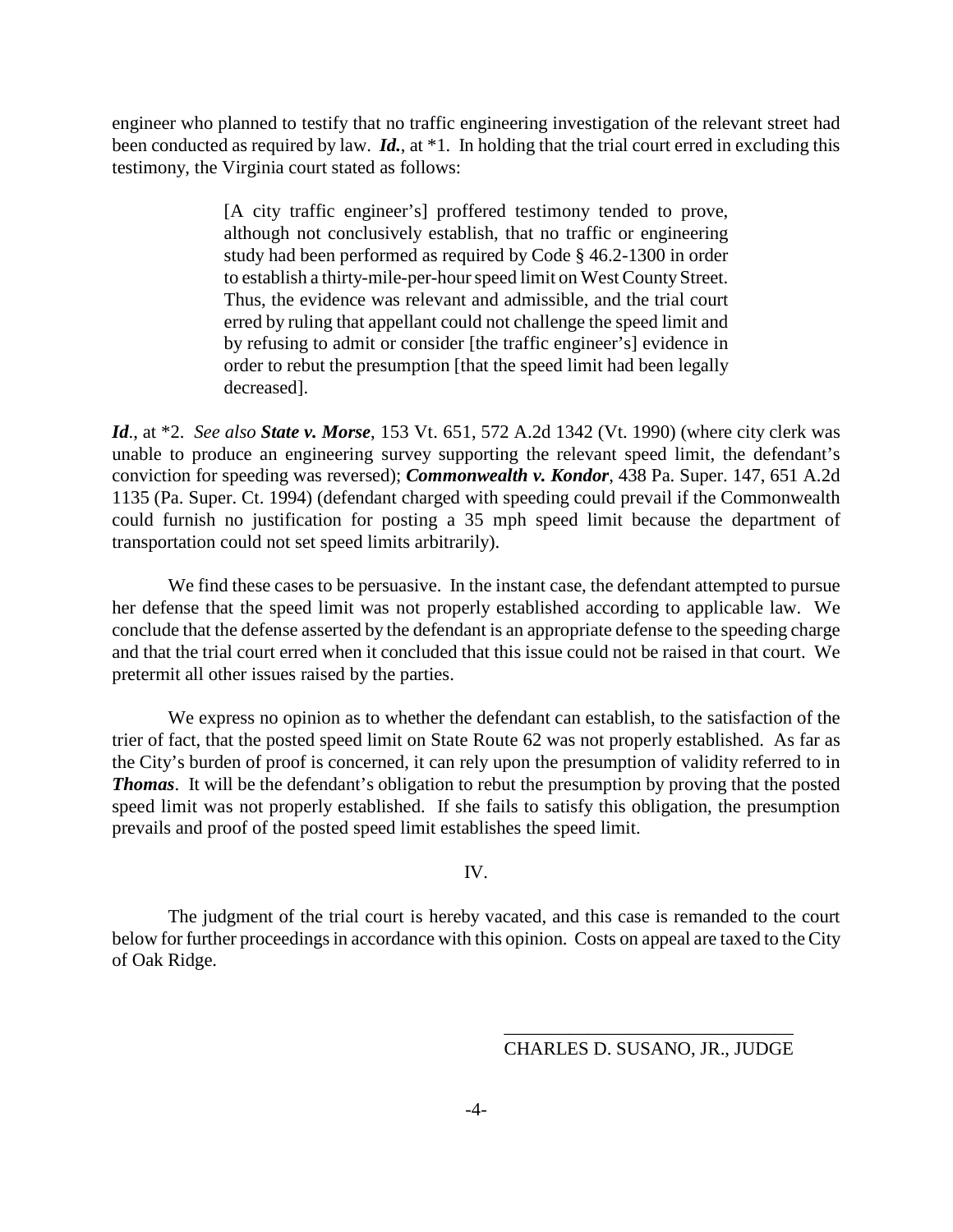engineer who planned to testify that no traffic engineering investigation of the relevant street had been conducted as required by law. ***Id.***, at *1. In holding that the trial court erred in excluding this testimony, the Virginia court stated as follows:

> [A city traffic engineer's] proffered testimony tended to prove, although not conclusively establish, that no traffic or engineering study had been performed as required by Code § 46.2-1300 in order to establish a thirty-mile-per-hour speed limit on West County Street. Thus, the evidence was relevant and admissible, and the trial court erred by ruling that appellant could not challenge the speed limit and by refusing to admit or consider [the traffic engineer's] evidence in order to rebut the presumption [that the speed limit had been legally decreased].

***Id***., at *2. *See also* ***State v. Morse***, 153 Vt. 651, 572 A.2d 1342 (Vt. 1990) (where city clerk was unable to produce an engineering survey supporting the relevant speed limit, the defendant's conviction for speeding was reversed); ***Commonwealth v. Kondor***, 438 Pa. Super. 147, 651 A.2d 1135 (Pa. Super. Ct. 1994) (defendant charged with speeding could prevail if the Commonwealth could furnish no justification for posting a 35 mph speed limit because the department of transportation could not set speed limits arbitrarily).

We find these cases to be persuasive. In the instant case, the defendant attempted to pursue her defense that the speed limit was not properly established according to applicable law. We conclude that the defense asserted by the defendant is an appropriate defense to the speeding charge and that the trial court erred when it concluded that this issue could not be raised in that court. We pretermit all other issues raised by the parties.

We express no opinion as to whether the defendant can establish, to the satisfaction of the trier of fact, that the posted speed limit on State Route 62 was not properly established. As far as the City's burden of proof is concerned, it can rely upon the presumption of validity referred to in ***Thomas***. It will be the defendant's obligation to rebut the presumption by proving that the posted speed limit was not properly established. If she fails to satisfy this obligation, the presumption prevails and proof of the posted speed limit establishes the speed limit.

IV.

The judgment of the trial court is hereby vacated, and this case is remanded to the court below for further proceedings in accordance with this opinion. Costs on appeal are taxed to the City of Oak Ridge.

\_\_\_\_\_\_\_\_\_\_\_\_\_\_\_\_\_\_\_\_\_\_\_\_\_\_\_\_\_\_\_\_

CHARLES D. SUSANO, JR., JUDGE